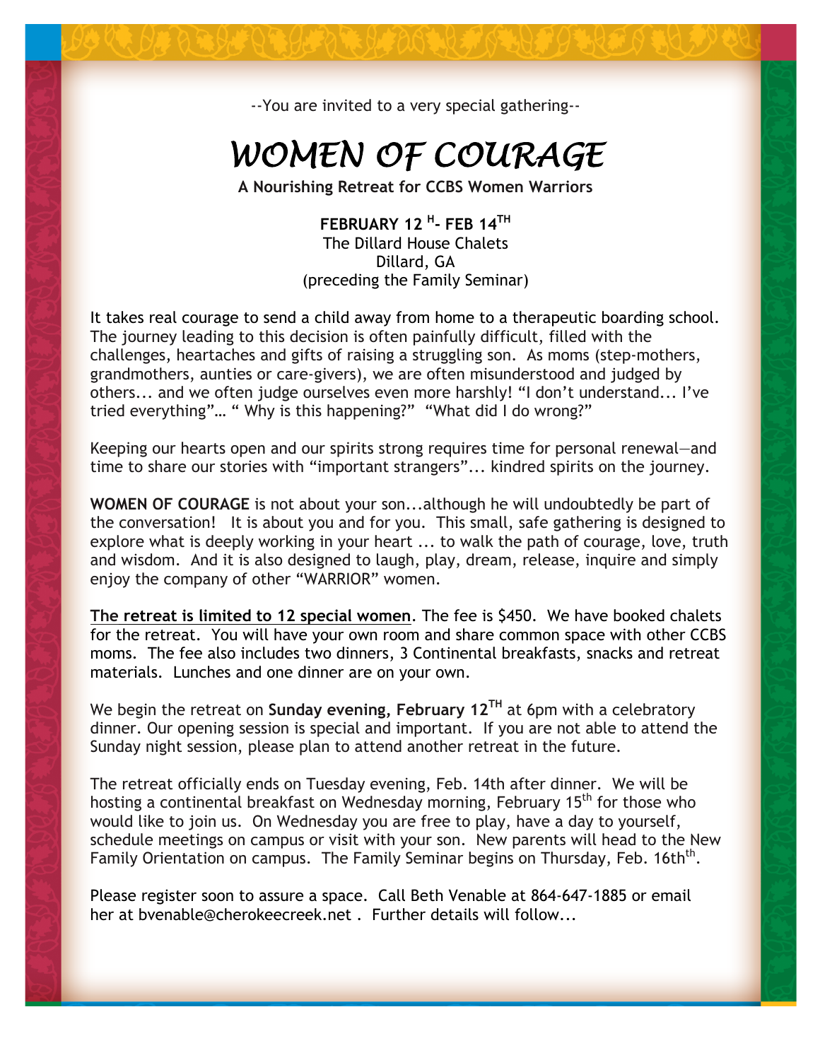--You are invited to a very special gathering--

# *WOMEN OF COURAGE*

**A Nourishing Retreat for CCBS Women Warriors**

**FEBRUARY 12 H- FEB 14TH**
The Dillard House Chalets
Dillard, GA
(preceding the Family Seminar)

It takes real courage to send a child away from home to a therapeutic boarding school. The journey leading to this decision is often painfully difficult, filled with the challenges, heartaches and gifts of raising a struggling son. As moms (step-mothers, grandmothers, aunties or care-givers), we are often misunderstood and judged by others... and we often judge ourselves even more harshly! “I don’t understand... I’ve tried everything”… “ Why is this happening?” “What did I do wrong?”

Keeping our hearts open and our spirits strong requires time for personal renewal—and time to share our stories with “important strangers”... kindred spirits on the journey.

**WOMEN OF COURAGE** is not about your son...although he will undoubtedly be part of the conversation! It is about you and for you. This small, safe gathering is designed to explore what is deeply working in your heart ... to walk the path of courage, love, truth and wisdom. And it is also designed to laugh, play, dream, release, inquire and simply enjoy the company of other “WARRIOR” women.

<u>**The retreat is limited to 12 special women**</u>. The fee is $450. We have booked chalets for the retreat. You will have your own room and share common space with other CCBS moms. The fee also includes two dinners, 3 Continental breakfasts, snacks and retreat materials. Lunches and one dinner are on your own.

We begin the retreat on **Sunday evening, February 12TH** at 6pm with a celebratory dinner. Our opening session is special and important. If you are not able to attend the Sunday night session, please plan to attend another retreat in the future.

The retreat officially ends on Tuesday evening, Feb. 14th after dinner. We will be hosting a continental breakfast on Wednesday morning, February 15th for those who would like to join us. On Wednesday you are free to play, have a day to yourself, schedule meetings on campus or visit with your son. New parents will head to the New Family Orientation on campus. The Family Seminar begins on Thursday, Feb. 16thth.

Please register soon to assure a space. Call Beth Venable at 864-647-1885 or email her at bvenable@cherokeecreek.net . Further details will follow...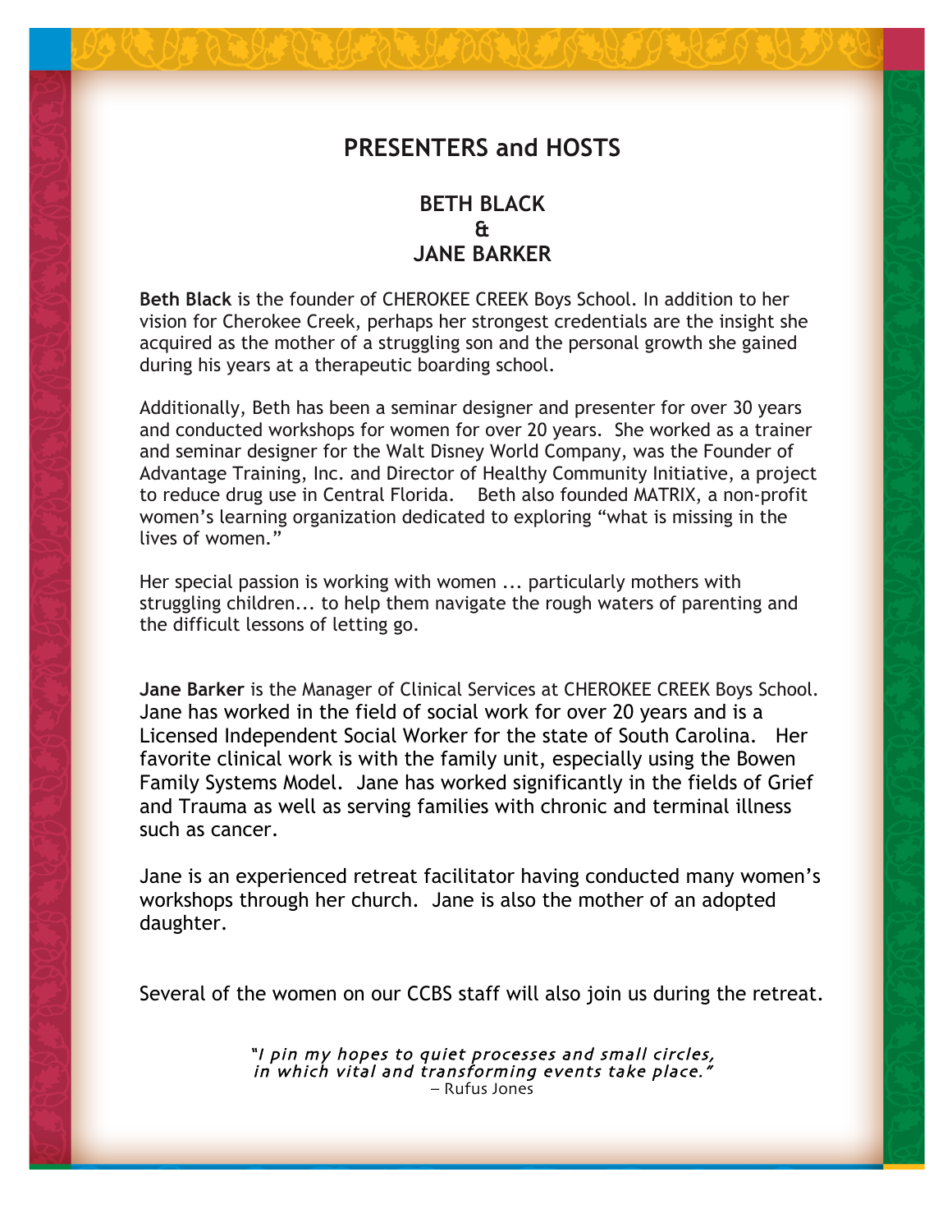# PRESENTERS and HOSTS

## BETH BLACK
## &
## JANE BARKER

**Beth Black** is the founder of CHEROKEE CREEK Boys School. In addition to her vision for Cherokee Creek, perhaps her strongest credentials are the insight she acquired as the mother of a struggling son and the personal growth she gained during his years at a therapeutic boarding school.

Additionally, Beth has been a seminar designer and presenter for over 30 years and conducted workshops for women for over 20 years. She worked as a trainer and seminar designer for the Walt Disney World Company, was the Founder of Advantage Training, Inc. and Director of Healthy Community Initiative, a project to reduce drug use in Central Florida. Beth also founded MATRIX, a non-profit women's learning organization dedicated to exploring "what is missing in the lives of women."

Her special passion is working with women ... particularly mothers with struggling children... to help them navigate the rough waters of parenting and the difficult lessons of letting go.

**Jane Barker** is the Manager of Clinical Services at CHEROKEE CREEK Boys School. Jane has worked in the field of social work for over 20 years and is a Licensed Independent Social Worker for the state of South Carolina. Her favorite clinical work is with the family unit, especially using the Bowen Family Systems Model. Jane has worked significantly in the fields of Grief and Trauma as well as serving families with chronic and terminal illness such as cancer.

Jane is an experienced retreat facilitator having conducted many women's workshops through her church. Jane is also the mother of an adopted daughter.

Several of the women on our CCBS staff will also join us during the retreat.

*"I pin my hopes to quiet processes and small circles, in which vital and transforming events take place."*
– Rufus Jones